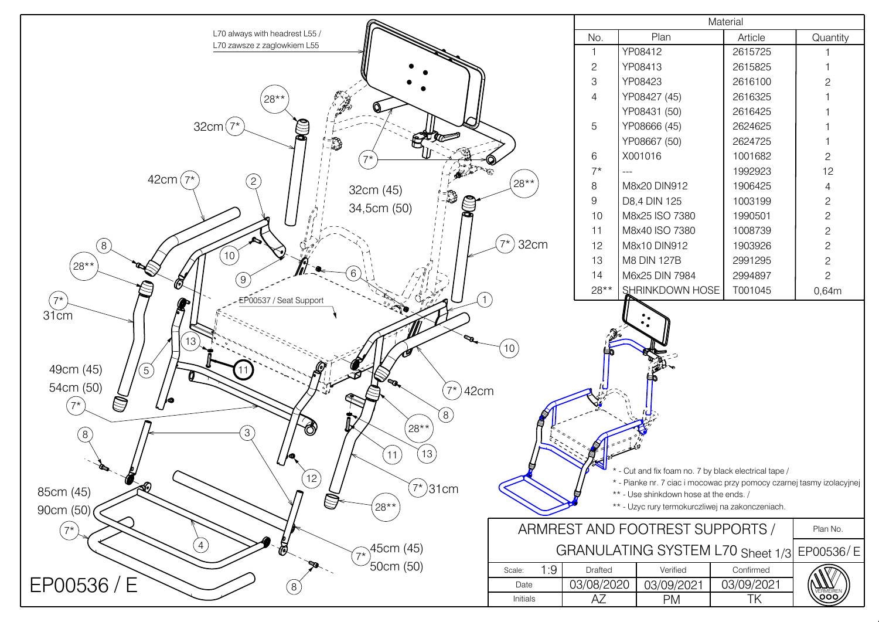L70 always with headrest L55 /
L70 zawsze z zaglowkiem L55

32cm (7*)

42cm (7*)

32cm (45)
34,5cm (50)

(7*) 32cm

(7*) 31cm

EP00537 / Seat Support

49cm (45)
54cm (50)

(7*) 42cm

85cm (45)
90cm (50)

(7*) 31cm

(7*) 45cm (45)
50cm (50)

EP00536 / E

| Material | | | |
|---|---|---|---|
| No. | Plan | Article | Quantity |
| 1 | YP08412 | 2615725 | 1 |
| 2 | YP08413 | 2615825 | 1 |
| 3 | YP08423 | 2616100 | 2 |
| 4 | YP08427 (45) | 2616325 | 1 |
| | YP08431 (50) | 2616425 | 1 |
| 5 | YP08666 (45) | 2624625 | 1 |
| | YP08667 (50) | 2624725 | 1 |
| 6 | X001016 | 1001682 | 2 |
| 7* | --- | 1992923 | 12 |
| 8 | M8x20 DIN912 | 1906425 | 4 |
| 9 | D8,4 DIN 125 | 1003199 | 2 |
| 10 | M8x25 ISO 7380 | 1990501 | 2 |
| 11 | M8x40 ISO 7380 | 1008739 | 2 |
| 12 | M8x10 DIN912 | 1903926 | 2 |
| 13 | M8 DIN 127B | 2991295 | 2 |
| 14 | M6x25 DIN 7984 | 2994897 | 2 |
| 28** | SHRINKDOWN HOSE | T001045 | 0,64m |

\* - Cut and fix foam no. 7 by black electrical tape /
\* - Pianke nr. 7 ciac i mocowac przy pomocy czarnej tasmy izolacyjnej
\*\* - Use shinkdown hose at the ends. /
\*\* - Uzyc rury termokurczliwej na zakonczeniach.

| ARMREST AND FOOTREST SUPPORTS / GRANULATING SYSTEM L70 Sheet 1/3 | | | | Plan No. EP00536/ E |
|---|---|---|---|---|
| Scale: 1:9 | Drafted | Verified | Confirmed | |
| Date | 03/08/2020 | 03/09/2021 | 03/09/2021 | |
| Initials | AZ | PM | TK | VERMEIREN |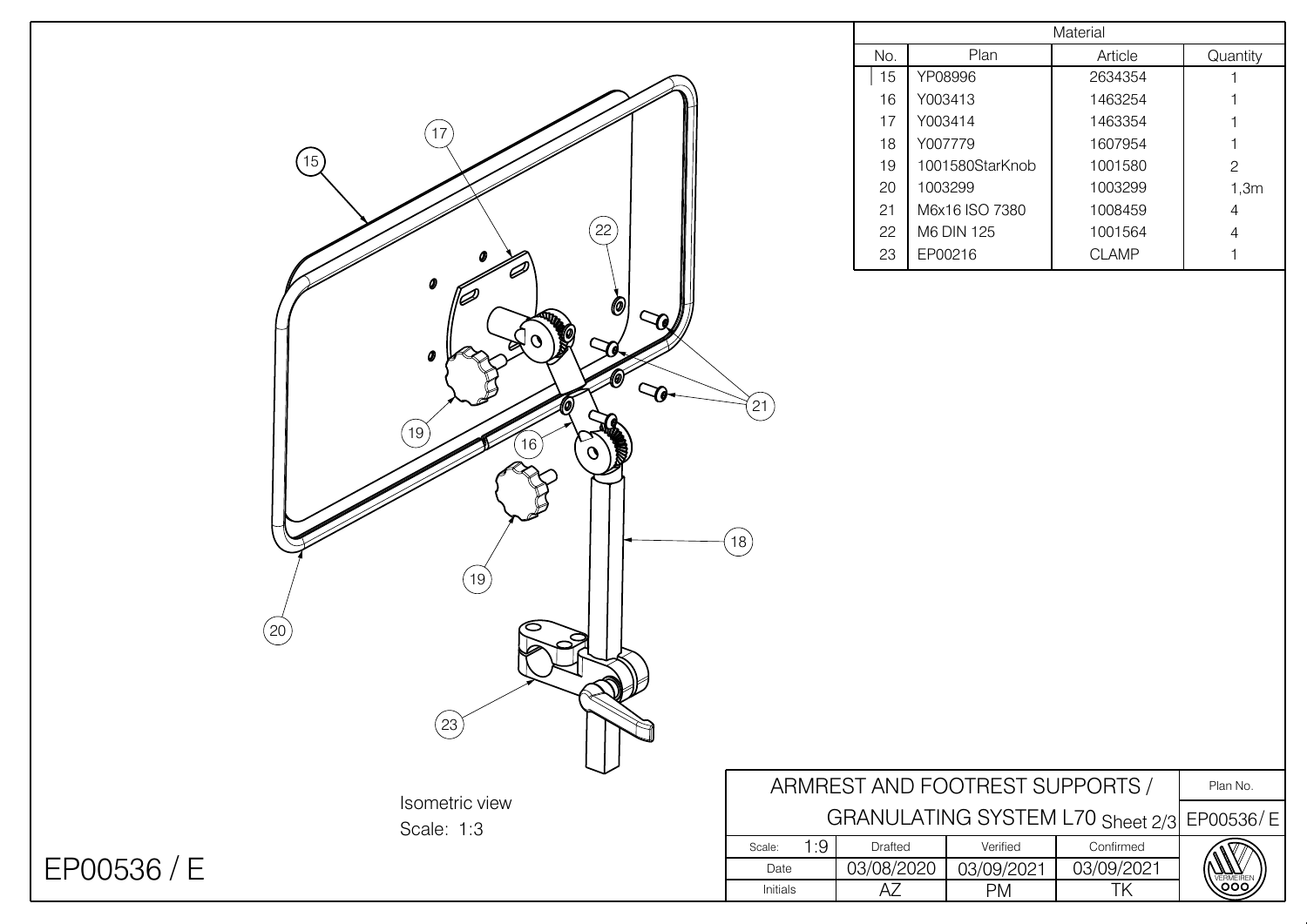| Material | | | |
|---|---|---|---|
| No. | Plan | Article | Quantity |
| 15 | YP08996 | 2634354 | 1 |
| 16 | Y003413 | 1463254 | 1 |
| 17 | Y003414 | 1463354 | 1 |
| 18 | Y007779 | 1607954 | 1 |
| 19 | 1001580StarKnob | 1001580 | 2 |
| 20 | 1003299 | 1003299 | 1,3m |
| 21 | M6x16 ISO 7380 | 1008459 | 4 |
| 22 | M6 DIN 125 | 1001564 | 4 |
| 23 | EP00216 | CLAMP | 1 |

15
17
22
21
19
16
18
19
20
23

Isometric view
Scale: 1:3

EP00536 / E

| ARMREST AND FOOTREST SUPPORTS / GRANULATING SYSTEM L70 Sheet 2/3 | | | | Plan No. EP00536/ E |
|---|---|---|---|---|
| Scale: 1:9 | Drafted | Verified | Confirmed | |
| Date | 03/08/2020 | 03/09/2021 | 03/09/2021 | |
| Initials | AZ | PM | TK | VERMEIREN |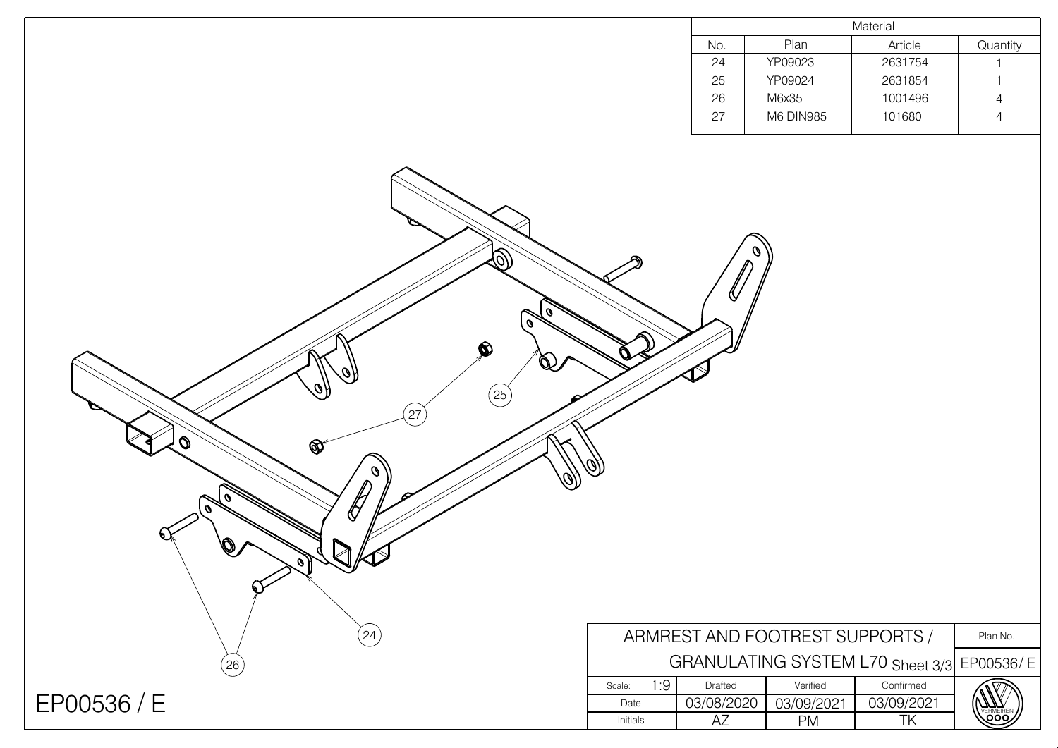| Material | | | |
|---|---|---|---|
| No. | Plan | Article | Quantity |
| 24 | YP09023 | 2631754 | 1 |
| 25 | YP09024 | 2631854 | 1 |
| 26 | M6x35 | 1001496 | 4 |
| 27 | M6 DIN985 | 101680 | 4 |

27

25

24

26

| ARMREST AND FOOTREST SUPPORTS / GRANULATING SYSTEM L70 Sheet 3/3 | | | | Plan No. EP00536/ E |
|---|---|---|---|---|
| Scale: 1:9 | Drafted | Verified | Confirmed | |
| Date | 03/08/2020 | 03/09/2021 | 03/09/2021 | |
| Initials | AZ | PM | TK | VERMEIREN |

EP00536 / E